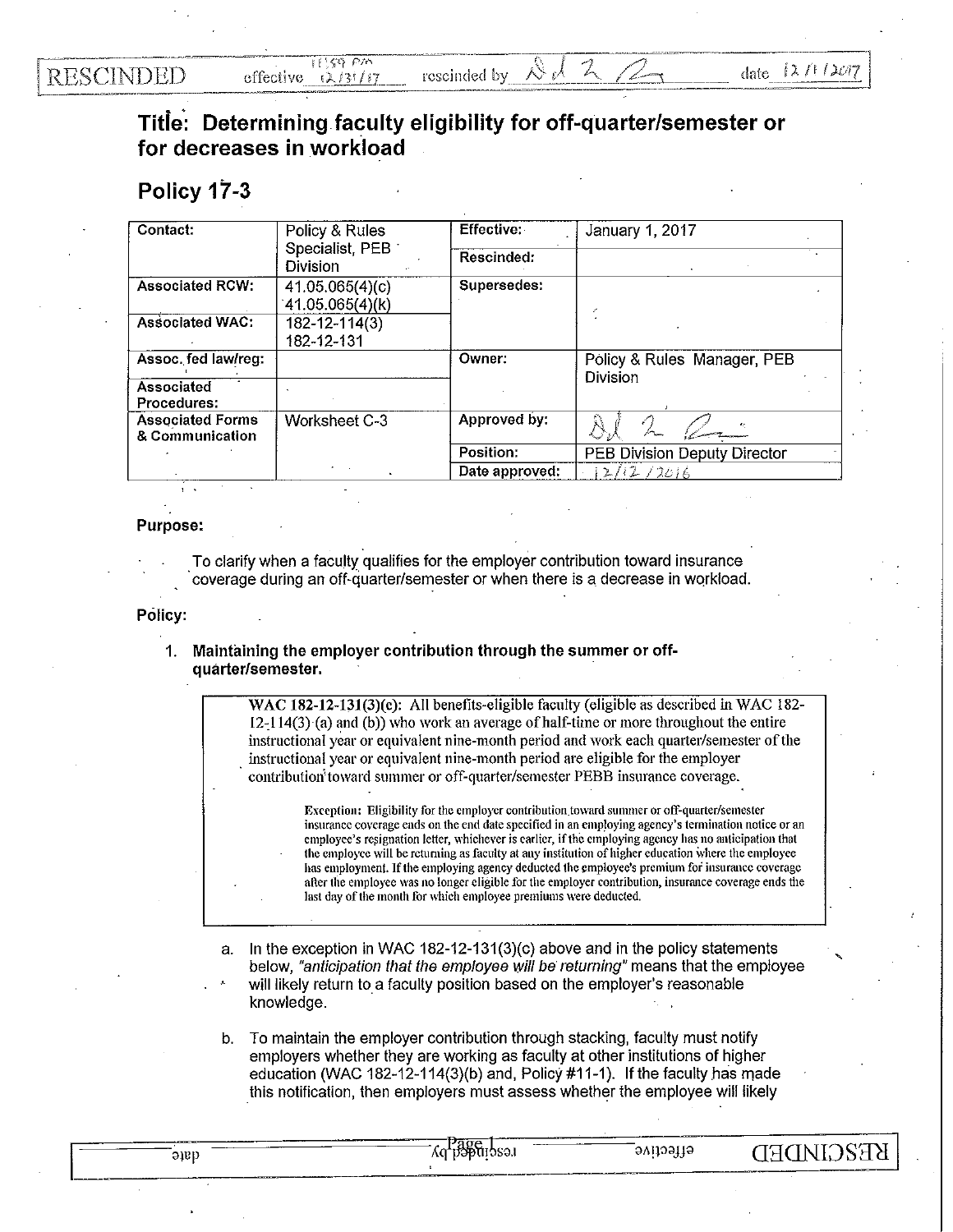RESCINDED effective 11:59 P/m 12/31/17 rescinded by [signature] date 12/1/2017

# Title: Determining faculty eligibility for off-quarter/semester or for decreases in workload

## Policy 17-3

| Contact: | Policy & Rules Specialist, PEB Division | Effective: | January 1, 2017 |
|---|---|---|---|
| | | Rescinded: | |
| Associated RCW: | 41.05.065(4)(c) 41.05.065(4)(k) | Supersedes: | |
| Associated WAC: | 182-12-114(3) 182-12-131 | | |
| Assoc. fed law/reg: | | Owner: | Policy & Rules Manager, PEB Division |
| Associated Procedures: | | | |
| Associated Forms & Communication | Worksheet C-3 | Approved by: | [signature] |
| | | Position: | PEB Division Deputy Director |
| | | Date approved: | 12/12/2016 |

**Purpose:**

To clarify when a faculty qualifies for the employer contribution toward insurance coverage during an off-quarter/semester or when there is a decrease in workload.

**Policy:**

1. **Maintaining the employer contribution through the summer or off-quarter/semester.**

> WAC 182-12-131(3)(c): All benefits-eligible faculty (eligible as described in WAC 182-12-114(3) (a) and (b)) who work an average of half-time or more throughout the entire instructional year or equivalent nine-month period and work each quarter/semester of the instructional year or equivalent nine-month period are eligible for the employer contribution toward summer or off-quarter/semester PEBB insurance coverage.
>
> **Exception:** Eligibility for the employer contribution toward summer or off-quarter/semester insurance coverage ends on the end date specified in an employing agency's termination notice or an employee's resignation letter, whichever is earlier, if the employing agency has no anticipation that the employee will be returning as faculty at any institution of higher education where the employee has employment. If the employing agency deducted the employee's premium for insurance coverage after the employee was no longer eligible for the employer contribution, insurance coverage ends the last day of the month for which employee premiums were deducted.

   a. In the exception in WAC 182-12-131(3)(c) above and in the policy statements below, *"anticipation that the employee will be returning"* means that the employee will likely return to a faculty position based on the employer's reasonable knowledge.

   b. To maintain the employer contribution through stacking, faculty must notify employers whether they are working as faculty at other institutions of higher education (WAC 182-12-114(3)(b) and, Policy #11-1). If the faculty has made this notification, then employers must assess whether the employee will likely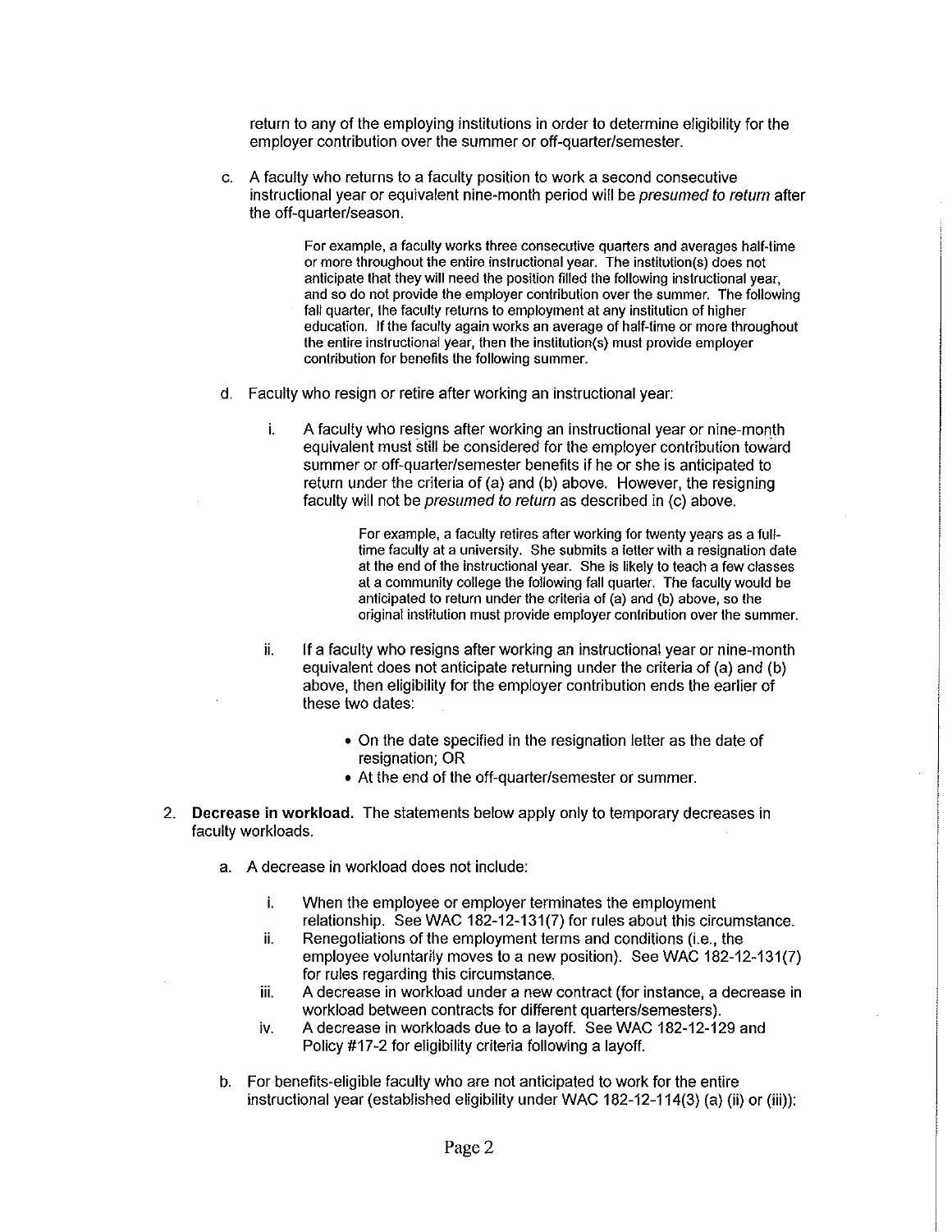return to any of the employing institutions in order to determine eligibility for the employer contribution over the summer or off-quarter/semester.

c. A faculty who returns to a faculty position to work a second consecutive instructional year or equivalent nine-month period will be *presumed to return* after the off-quarter/season.

> For example, a faculty works three consecutive quarters and averages half-time or more throughout the entire instructional year. The institution(s) does not anticipate that they will need the position filled the following instructional year, and so do not provide the employer contribution over the summer. The following fall quarter, the faculty returns to employment at any institution of higher education. If the faculty again works an average of half-time or more throughout the entire instructional year, then the institution(s) must provide employer contribution for benefits the following summer.

d. Faculty who resign or retire after working an instructional year:

   i. A faculty who resigns after working an instructional year or nine-month equivalent must still be considered for the employer contribution toward summer or off-quarter/semester benefits if he or she is anticipated to return under the criteria of (a) and (b) above. However, the resigning faculty will not be *presumed to return* as described in (c) above.

   > For example, a faculty retires after working for twenty years as a full-time faculty at a university. She submits a letter with a resignation date at the end of the instructional year. She is likely to teach a few classes at a community college the following fall quarter. The faculty would be anticipated to return under the criteria of (a) and (b) above, so the original institution must provide employer contribution over the summer.

   ii. If a faculty who resigns after working an instructional year or nine-month equivalent does not anticipate returning under the criteria of (a) and (b) above, then eligibility for the employer contribution ends the earlier of these two dates:

   - On the date specified in the resignation letter as the date of resignation; OR
   - At the end of the off-quarter/semester or summer.

2. **Decrease in workload.** The statements below apply only to temporary decreases in faculty workloads.

   a. A decrease in workload does not include:

      i. When the employee or employer terminates the employment relationship. See WAC 182-12-131(7) for rules about this circumstance.
      ii. Renegotiations of the employment terms and conditions (i.e., the employee voluntarily moves to a new position). See WAC 182-12-131(7) for rules regarding this circumstance.
      iii. A decrease in workload under a new contract (for instance, a decrease in workload between contracts for different quarters/semesters).
      iv. A decrease in workloads due to a layoff. See WAC 182-12-129 and Policy #17-2 for eligibility criteria following a layoff.

   b. For benefits-eligible faculty who are not anticipated to work for the entire instructional year (established eligibility under WAC 182-12-114(3) (a) (ii) or (iii)):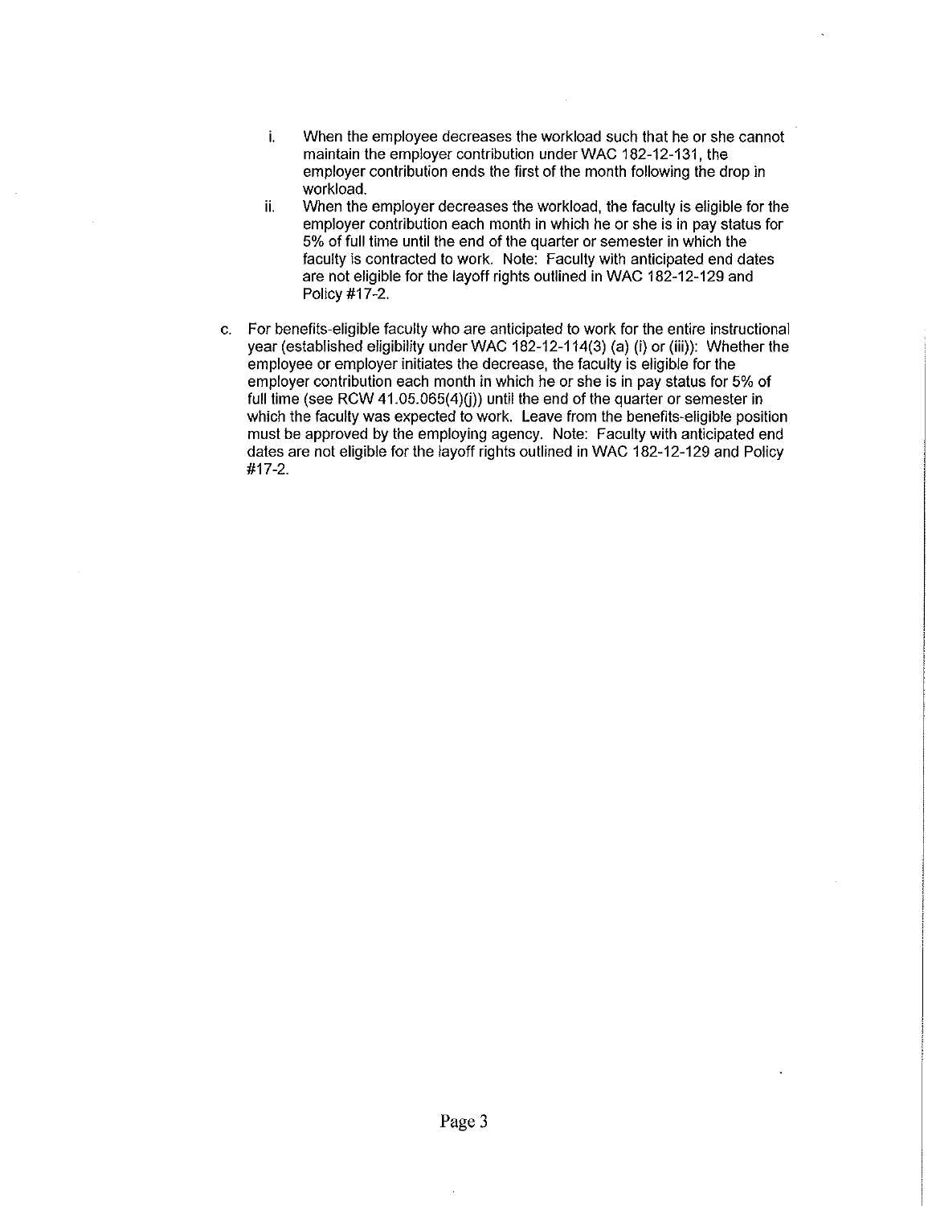i. When the employee decreases the workload such that he or she cannot maintain the employer contribution under WAC 182-12-131, the employer contribution ends the first of the month following the drop in workload.
    ii. When the employer decreases the workload, the faculty is eligible for the employer contribution each month in which he or she is in pay status for 5% of full time until the end of the quarter or semester in which the faculty is contracted to work. Note: Faculty with anticipated end dates are not eligible for the layoff rights outlined in WAC 182-12-129 and Policy #17-2.

c. For benefits-eligible faculty who are anticipated to work for the entire instructional year (established eligibility under WAC 182-12-114(3) (a) (i) or (iii)): Whether the employee or employer initiates the decrease, the faculty is eligible for the employer contribution each month in which he or she is in pay status for 5% of full time (see RCW 41.05.065(4)(j)) until the end of the quarter or semester in which the faculty was expected to work. Leave from the benefits-eligible position must be approved by the employing agency. Note: Faculty with anticipated end dates are not eligible for the layoff rights outlined in WAC 182-12-129 and Policy #17-2.